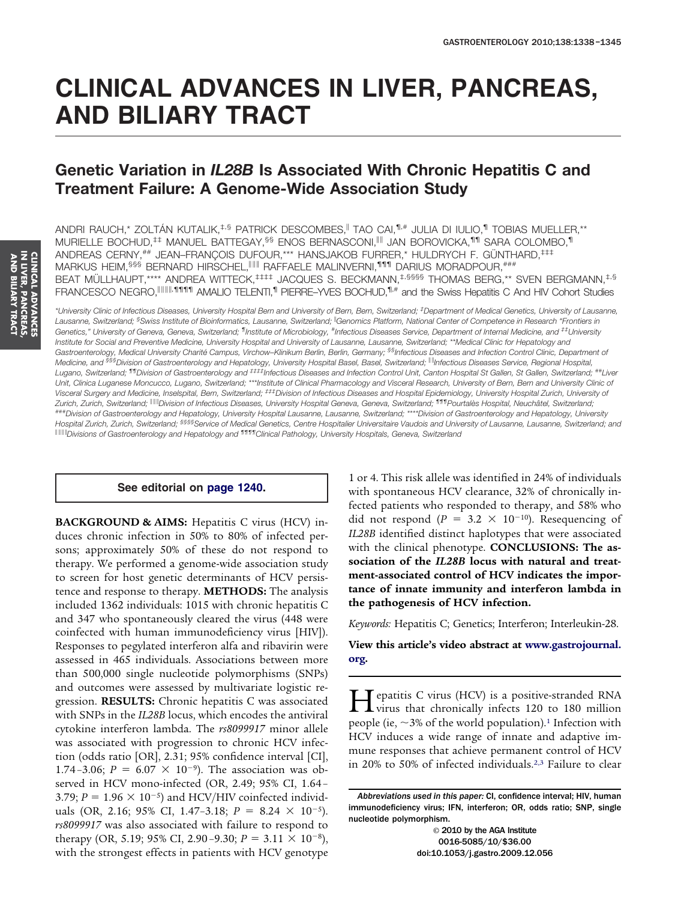# CLINICAL ADVANCES IN LIVER, PANCREAS, AND BILIARY TRACT

## Genetic Variation in *IL28B* Is Associated With Chronic Hepatitis C and Treatment Failure: A Genome-Wide Association Study

ANDRI RAUCH,[*] ZOLTÁN KUTALIK,[‡,§] PATRICK DESCOMBES,[‖] TAO CAI,[¶,#] JULIA DI IULIO,[¶] TOBIAS MUELLER,[**] MURIELLE BOCHUD,[‡‡] MANUEL BATTEGAY,[§§] ENOS BERNASCONI,[‖‖] JAN BOROVICKA,[¶¶] SARA COLOMBO,[¶] ANDREAS CERNY,[##] JEAN–FRANÇOIS DUFOUR,[***] HANSJAKOB FURRER,[*] HULDRYCH F. GÜNTHARD,[‡‡‡] MARKUS HEIM,[§§§] BERNARD HIRSCHEL,[‖‖‖] RAFFAELE MALINVERNI,[¶¶¶] DARIUS MORADPOUR,[###] BEAT MÜLLHAUPT,[****] ANDREA WITTECK,[‡‡‡‡] JACQUES S. BECKMANN,[‡,§§§§] THOMAS BERG,[**] SVEN BERGMANN,[‡,§] FRANCESCO NEGRO,[‖‖‖‖,¶¶¶¶] AMALIO TELENTI,[¶] PIERRE–YVES BOCHUD,[¶,#] and the Swiss Hepatitis C And HIV Cohort Studies

*[*]University Clinic of Infectious Diseases, University Hospital Bern and University of Bern, Bern, Switzerland; [‡]Department of Medical Genetics, University of Lausanne, Lausanne, Switzerland; [§]Swiss Institute of Bioinformatics, Lausanne, Switzerland; [‖]Genomics Platform, National Center of Competence in Research "Frontiers in Genetics," University of Geneva, Geneva, Switzerland; [¶]Institute of Microbiology, [#]Infectious Diseases Service, Department of Internal Medicine, and [‡‡]University Institute for Social and Preventive Medicine, University Hospital and University of Lausanne, Lausanne, Switzerland; [**]Medical Clinic for Hepatology and Gastroenterology, Medical University Charité Campus, Virchow–Klinikum Berlin, Berlin, Germany; [§§]Infectious Diseases and Infection Control Clinic, Department of Medicine, and [§§§]Division of Gastroenterology and Hepatology, University Hospital Basel, Basel, Switzerland; [‖‖]Infectious Diseases Service, Regional Hospital, Lugano, Switzerland; [¶¶]Division of Gastroenterology and [‡‡‡‡]Infectious Diseases and Infection Control Unit, Canton Hospital St Gallen, St Gallen, Switzerland; [##]Liver Unit, Clinica Luganese Moncucco, Lugano, Switzerland; [***]Institute of Clinical Pharmacology and Visceral Research, University of Bern, Bern and University Clinic of Visceral Surgery and Medicine, Inselspital, Bern, Switzerland; [‡‡‡]Division of Infectious Diseases and Hospital Epidemiology, University Hospital Zurich, University of Zurich, Zurich, Switzerland; [‖‖‖]Division of Infectious Diseases, University Hospital Geneva, Geneva, Switzerland; [¶¶¶]Pourtalès Hospital, Neuchâtel, Switzerland; [###]Division of Gastroenterology and Hepatology, University Hospital Lausanne, Lausanne, Switzerland; [****]Division of Gastroenterology and Hepatology, University Hospital Zurich, Zurich, Switzerland; [§§§§]Service of Medical Genetics, Centre Hospitalier Universitaire Vaudois and University of Lausanne, Lausanne, Switzerland; and [‖‖‖‖]Divisions of Gastroenterology and Hepatology and [¶¶¶¶]Clinical Pathology, University Hospitals, Geneva, Switzerland*

**See editorial on page 1240.**

**BACKGROUND & AIMS:** Hepatitis C virus (HCV) induces chronic infection in 50% to 80% of infected persons; approximately 50% of these do not respond to therapy. We performed a genome-wide association study to screen for host genetic determinants of HCV persistence and response to therapy. **METHODS:** The analysis included 1362 individuals: 1015 with chronic hepatitis C and 347 who spontaneously cleared the virus (448 were coinfected with human immunodeficiency virus [HIV]). Responses to pegylated interferon alfa and ribavirin were assessed in 465 individuals. Associations between more than 500,000 single nucleotide polymorphisms (SNPs) and outcomes were assessed by multivariate logistic regression. **RESULTS:** Chronic hepatitis C was associated with SNPs in the *IL28B* locus, which encodes the antiviral cytokine interferon lambda. The *rs8099917* minor allele was associated with progression to chronic HCV infection (odds ratio [OR], 2.31; 95% confidence interval [CI], 1.74–3.06; $P = 6.07 \times 10^{-9}$). The association was observed in HCV mono-infected (OR, 2.49; 95% CI, 1.64–3.79; $P = 1.96 \times 10^{-5}$) and HCV/HIV coinfected individuals (OR, 2.16; 95% CI, 1.47–3.18; $P = 8.24 \times 10^{-5}$). *rs8099917* was also associated with failure to respond to therapy (OR, 5.19; 95% CI, 2.90–9.30; $P = 3.11 \times 10^{-8}$), with the strongest effects in patients with HCV genotype 1 or 4. This risk allele was identified in 24% of individuals with spontaneous HCV clearance, 32% of chronically infected patients who responded to therapy, and 58% who did not respond ($P = 3.2 \times 10^{-10}$). Resequencing of *IL28B* identified distinct haplotypes that were associated with the clinical phenotype. **CONCLUSIONS: The association of the *IL28B* locus with natural and treatment-associated control of HCV indicates the importance of innate immunity and interferon lambda in the pathogenesis of HCV infection.**

*Keywords:* Hepatitis C; Genetics; Interferon; Interleukin-28.

**View this article's video abstract at www.gastrojournal.org.**

Hepatitis C virus (HCV) is a positive-stranded RNA virus that chronically infects 120 to 180 million people (ie, ~3% of the world population).[1] Infection with HCV induces a wide range of innate and adaptive immune responses that achieve permanent control of HCV in 20% to 50% of infected individuals.[2,3] Failure to clear

*Abbreviations used in this paper:* CI, confidence interval; HIV, human immunodeficiency virus; IFN, interferon; OR, odds ratio; SNP, single nucleotide polymorphism.

© 2010 by the AGA Institute
0016-5085/10/$36.00
doi:10.1053/j.gastro.2009.12.056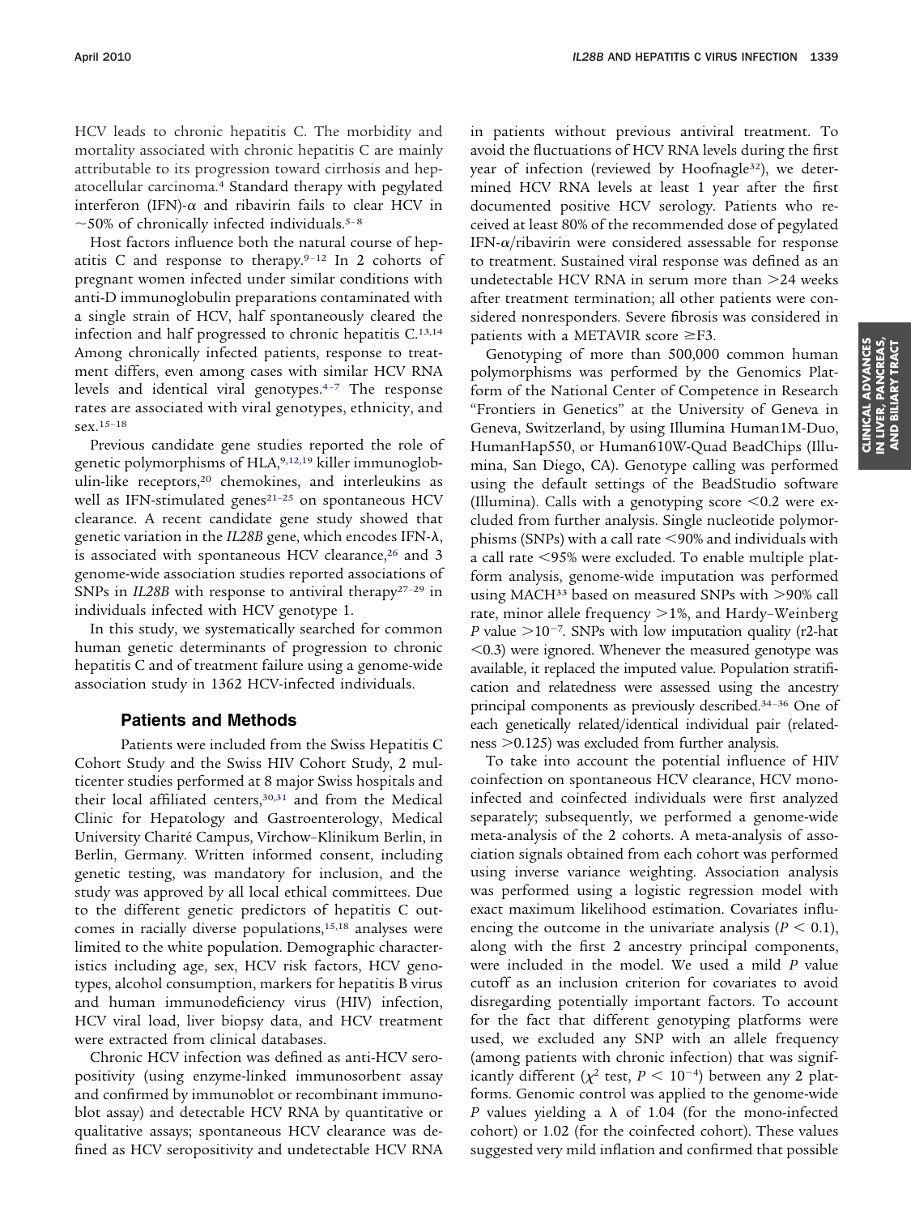HCV leads to chronic hepatitis C. The morbidity and mortality associated with chronic hepatitis C are mainly attributable to its progression toward cirrhosis and hepatocellular carcinoma.[4] Standard therapy with pegylated interferon (IFN)-$\alpha$ and ribavirin fails to clear HCV in $\sim$50% of chronically infected individuals.[5–8]

Host factors influence both the natural course of hepatitis C and response to therapy.[9–12] In 2 cohorts of pregnant women infected under similar conditions with anti-D immunoglobulin preparations contaminated with a single strain of HCV, half spontaneously cleared the infection and half progressed to chronic hepatitis C.[13,14] Among chronically infected patients, response to treatment differs, even among cases with similar HCV RNA levels and identical viral genotypes.[4–7] The response rates are associated with viral genotypes, ethnicity, and sex.[15–18]

Previous candidate gene studies reported the role of genetic polymorphisms of HLA,[9,12,19] killer immunoglobulin-like receptors,[20] chemokines, and interleukins as well as IFN-stimulated genes[21–25] on spontaneous HCV clearance. A recent candidate gene study showed that genetic variation in the *IL28B* gene, which encodes IFN-$\lambda$, is associated with spontaneous HCV clearance,[26] and 3 genome-wide association studies reported associations of SNPs in *IL28B* with response to antiviral therapy[27–29] in individuals infected with HCV genotype 1.

In this study, we systematically searched for common human genetic determinants of progression to chronic hepatitis C and of treatment failure using a genome-wide association study in 1362 HCV-infected individuals.

## Patients and Methods

Patients were included from the Swiss Hepatitis C Cohort Study and the Swiss HIV Cohort Study, 2 multicenter studies performed at 8 major Swiss hospitals and their local affiliated centers,[30,31] and from the Medical Clinic for Hepatology and Gastroenterology, Medical University Charité Campus, Virchow–Klinikum Berlin, in Berlin, Germany. Written informed consent, including genetic testing, was mandatory for inclusion, and the study was approved by all local ethical committees. Due to the different genetic predictors of hepatitis C outcomes in racially diverse populations,[15,18] analyses were limited to the white population. Demographic characteristics including age, sex, HCV risk factors, HCV genotypes, alcohol consumption, markers for hepatitis B virus and human immunodeficiency virus (HIV) infection, HCV viral load, liver biopsy data, and HCV treatment were extracted from clinical databases.

Chronic HCV infection was defined as anti-HCV seropositivity (using enzyme-linked immunosorbent assay and confirmed by immunoblot or recombinant immunoblot assay) and detectable HCV RNA by quantitative or qualitative assays; spontaneous HCV clearance was defined as HCV seropositivity and undetectable HCV RNA in patients without previous antiviral treatment. To avoid the fluctuations of HCV RNA levels during the first year of infection (reviewed by Hoofnagle[32]), we determined HCV RNA levels at least 1 year after the first documented positive HCV serology. Patients who received at least 80% of the recommended dose of pegylated IFN-$\alpha$/ribavirin were considered assessable for response to treatment. Sustained viral response was defined as an undetectable HCV RNA in serum more than >24 weeks after treatment termination; all other patients were considered nonresponders. Severe fibrosis was considered in patients with a METAVIR score $\geq$F3.

Genotyping of more than 500,000 common human polymorphisms was performed by the Genomics Platform of the National Center of Competence in Research "Frontiers in Genetics" at the University of Geneva in Geneva, Switzerland, by using Illumina Human1M-Duo, HumanHap550, or Human610W-Quad BeadChips (Illumina, San Diego, CA). Genotype calling was performed using the default settings of the BeadStudio software (Illumina). Calls with a genotyping score <0.2 were excluded from further analysis. Single nucleotide polymorphisms (SNPs) with a call rate <90% and individuals with a call rate <95% were excluded. To enable multiple platform analysis, genome-wide imputation was performed using MACH[33] based on measured SNPs with >90% call rate, minor allele frequency >1%, and Hardy–Weinberg *P* value $>10^{-7}$. SNPs with low imputation quality (r2-hat <0.3) were ignored. Whenever the measured genotype was available, it replaced the imputed value. Population stratification and relatedness were assessed using the ancestry principal components as previously described.[34–36] One of each genetically related/identical individual pair (relatedness >0.125) was excluded from further analysis.

To take into account the potential influence of HIV coinfection on spontaneous HCV clearance, HCV mono-infected and coinfected individuals were first analyzed separately; subsequently, we performed a genome-wide meta-analysis of the 2 cohorts. A meta-analysis of association signals obtained from each cohort was performed using inverse variance weighting. Association analysis was performed using a logistic regression model with exact maximum likelihood estimation. Covariates influencing the outcome in the univariate analysis ($P < 0.1$), along with the first 2 ancestry principal components, were included in the model. We used a mild *P* value cutoff as an inclusion criterion for covariates to avoid disregarding potentially important factors. To account for the fact that different genotyping platforms were used, we excluded any SNP with an allele frequency (among patients with chronic infection) that was significantly different ($\chi^2$ test, $P < 10^{-4}$) between any 2 platforms. Genomic control was applied to the genome-wide *P* values yielding a $\lambda$ of 1.04 (for the mono-infected cohort) or 1.02 (for the coinfected cohort). These values suggested very mild inflation and confirmed that possible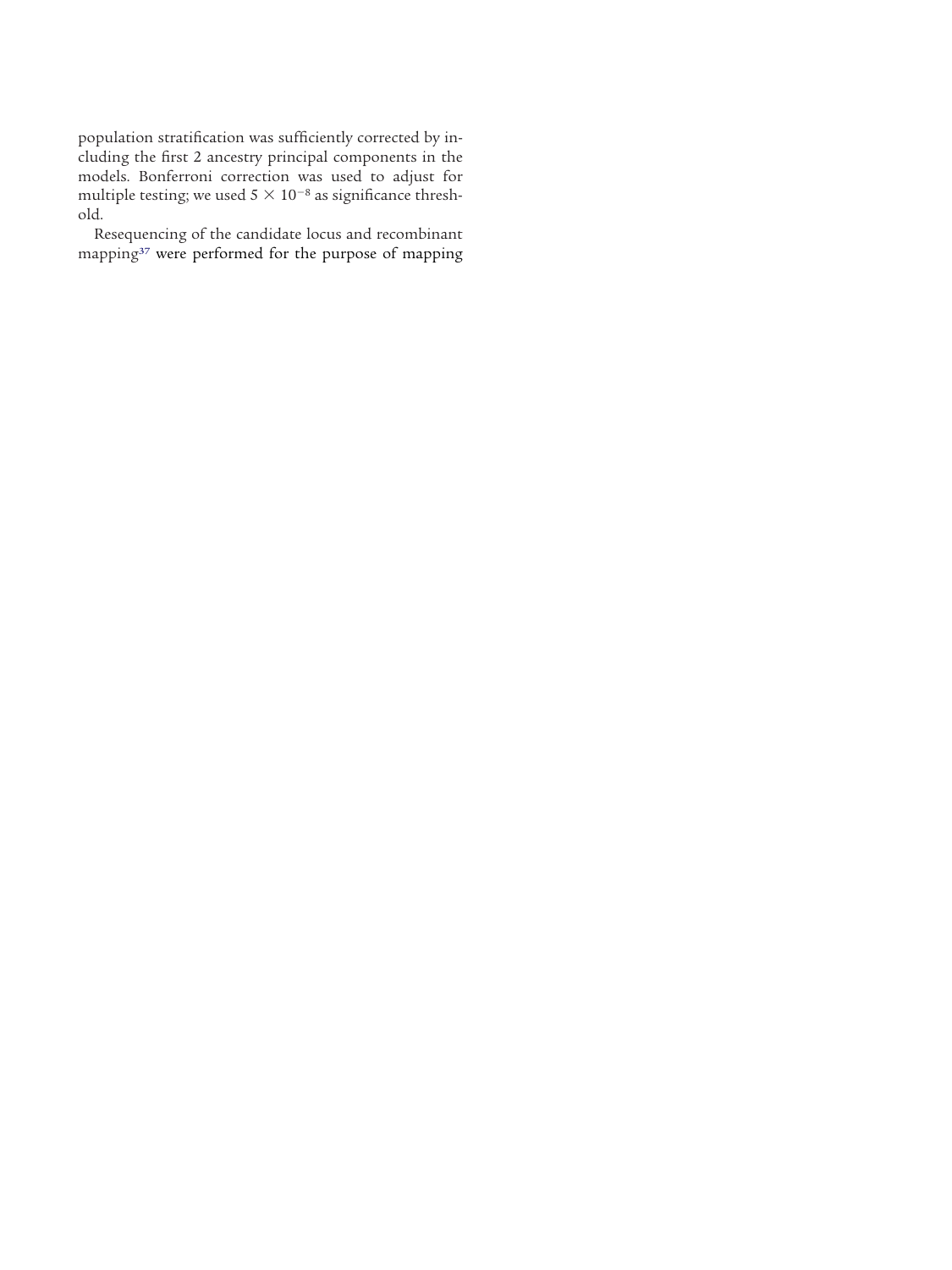population stratification was sufficiently corrected by including the first 2 ancestry principal components in the models. Bonferroni correction was used to adjust for multiple testing; we used $5 \times 10^{-8}$ as significance threshold.

Resequencing of the candidate locus and recombinant mapping[37] were performed for the purpose of mapping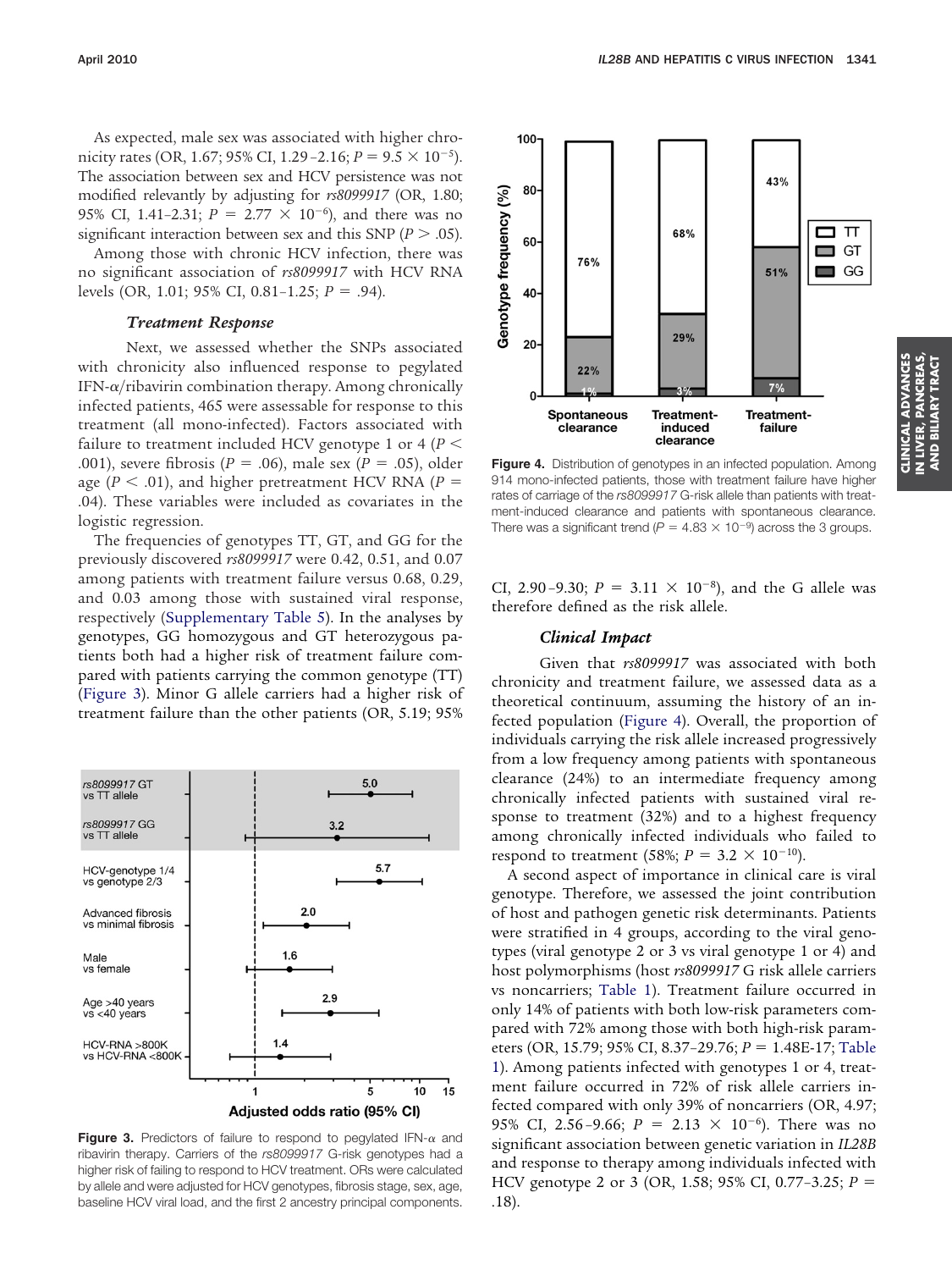As expected, male sex was associated with higher chronicity rates (OR, 1.67; 95% CI, 1.29–2.16; $P = 9.5 \times 10^{-5}$). The association between sex and HCV persistence was not modified relevantly by adjusting for *rs8099917* (OR, 1.80; 95% CI, 1.41–2.31; $P = 2.77 \times 10^{-6}$), and there was no significant interaction between sex and this SNP ($P > .05$).

Among those with chronic HCV infection, there was no significant association of *rs8099917* with HCV RNA levels (OR, 1.01; 95% CI, 0.81–1.25; $P = .94$).

### *Treatment Response*

Next, we assessed whether the SNPs associated with chronicity also influenced response to pegylated IFN-$\alpha$/ribavirin combination therapy. Among chronically infected patients, 465 were assessable for response to this treatment (all mono-infected). Factors associated with failure to treatment included HCV genotype 1 or 4 ($P < .001$), severe fibrosis ($P = .06$), male sex ($P = .05$), older age ($P < .01$), and higher pretreatment HCV RNA ($P = .04$). These variables were included as covariates in the logistic regression.

The frequencies of genotypes TT, GT, and GG for the previously discovered *rs8099917* were 0.42, 0.51, and 0.07 among patients with treatment failure versus 0.68, 0.29, and 0.03 among those with sustained viral response, respectively (Supplementary Table 5). In the analyses by genotypes, GG homozygous and GT heterozygous patients both had a higher risk of treatment failure compared with patients carrying the common genotype (TT) (Figure 3). Minor G allele carriers had a higher risk of treatment failure than the other patients (OR, 5.19; 95% CI, 2.90–9.30; $P = 3.11 \times 10^{-8}$), and the G allele was therefore defined as the risk allele.

**Figure 3.** Predictors of failure to respond to pegylated IFN-$\alpha$ and ribavirin therapy. Carriers of the *rs8099917* G-risk genotypes had a higher risk of failing to respond to HCV treatment. ORs were calculated by allele and were adjusted for HCV genotypes, fibrosis stage, sex, age, baseline HCV viral load, and the first 2 ancestry principal components.

**Figure 4.** Distribution of genotypes in an infected population. Among 914 mono-infected patients, those with treatment failure have higher rates of carriage of the *rs8099917* G-risk allele than patients with treatment-induced clearance and patients with spontaneous clearance. There was a significant trend ($P = 4.83 \times 10^{-9}$) across the 3 groups.

### *Clinical Impact*

Given that *rs8099917* was associated with both chronicity and treatment failure, we assessed data as a theoretical continuum, assuming the history of an infected population (Figure 4). Overall, the proportion of individuals carrying the risk allele increased progressively from a low frequency among patients with spontaneous clearance (24%) to an intermediate frequency among chronically infected patients with sustained viral response to treatment (32%) and to a highest frequency among chronically infected individuals who failed to respond to treatment (58%; $P = 3.2 \times 10^{-10}$).

A second aspect of importance in clinical care is viral genotype. Therefore, we assessed the joint contribution of host and pathogen genetic risk determinants. Patients were stratified in 4 groups, according to the viral genotypes (viral genotype 2 or 3 vs viral genotype 1 or 4) and host polymorphisms (host *rs8099917* G risk allele carriers vs noncarriers; Table 1). Treatment failure occurred in only 14% of patients with both low-risk parameters compared with 72% among those with both high-risk parameters (OR, 15.79; 95% CI, 8.37–29.76; $P = 1.48E\text{-}17$; Table 1). Among patients infected with genotypes 1 or 4, treatment failure occurred in 72% of risk allele carriers infected compared with only 39% of noncarriers (OR, 4.97; 95% CI, 2.56–9.66; $P = 2.13 \times 10^{-6}$). There was no significant association between genetic variation in *IL28B* and response to therapy among individuals infected with HCV genotype 2 or 3 (OR, 1.58; 95% CI, 0.77–3.25; $P = .18$).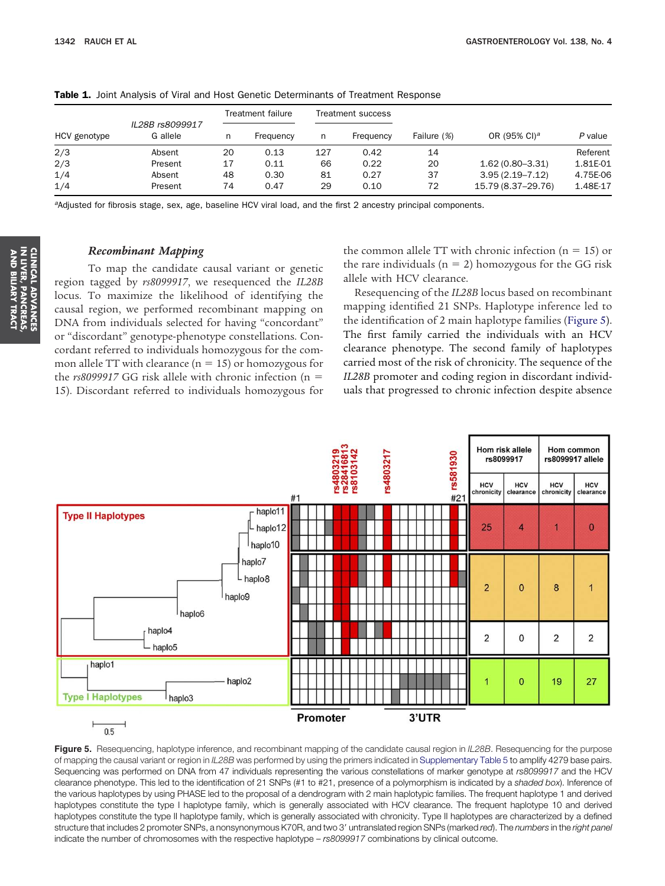**Table 1.** Joint Analysis of Viral and Host Genetic Determinants of Treatment Response

| HCV genotype | *IL28B rs8099917* G allele | Treatment failure n | Treatment failure Frequency | Treatment success n | Treatment success Frequency | Failure (%) | OR (95% CI)[a] | *P* value |
|---|---|---|---|---|---|---|---|---|
| 2/3 | Absent | 20 | 0.13 | 127 | 0.42 | 14 | | Referent |
| 2/3 | Present | 17 | 0.11 | 66 | 0.22 | 20 | 1.62 (0.80–3.31) | 1.81E-01 |
| 1/4 | Absent | 48 | 0.30 | 81 | 0.27 | 37 | 3.95 (2.19–7.12) | 4.75E-06 |
| 1/4 | Present | 74 | 0.47 | 29 | 0.10 | 72 | 15.79 (8.37–29.76) | 1.48E-17 |

[a]Adjusted for fibrosis stage, sex, age, baseline HCV viral load, and the first 2 ancestry principal components.

### *Recombinant Mapping*

To map the candidate causal variant or genetic region tagged by *rs8099917*, we resequenced the *IL28B* locus. To maximize the likelihood of identifying the causal region, we performed recombinant mapping on DNA from individuals selected for having "concordant" or "discordant" genotype-phenotype constellations. Concordant referred to individuals homozygous for the common allele TT with clearance (n = 15) or homozygous for the *rs8099917* GG risk allele with chronic infection (n = 15). Discordant referred to individuals homozygous for the common allele TT with chronic infection (n = 15) or the rare individuals (n = 2) homozygous for the GG risk allele with HCV clearance.

Resequencing of the *IL28B* locus based on recombinant mapping identified 21 SNPs. Haplotype inference led to the identification of 2 main haplotype families (Figure 5). The first family carried the individuals with an HCV clearance phenotype. The second family of haplotypes carried most of the risk of chronicity. The sequence of the *IL28B* promoter and coding region in discordant individuals that progressed to chronic infection despite absence

**Figure 5.** Resequencing, haplotype inference, and recombinant mapping of the candidate causal region in *IL28B*. Resequencing for the purpose of mapping the causal variant or region in *IL28B* was performed by using the primers indicated in Supplementary Table 5 to amplify 4279 base pairs. Sequencing was performed on DNA from 47 individuals representing the various constellations of marker genotype at *rs8099917* and the HCV clearance phenotype. This led to the identification of 21 SNPs (#1 to #21, presence of a polymorphism is indicated by a *shaded box*). Inference of the various haplotypes by using PHASE led to the proposal of a dendrogram with 2 main haplotypic families. The frequent haplotype 1 and derived haplotypes constitute the type I haplotype family, which is generally associated with HCV clearance. The frequent haplotype 10 and derived haplotypes constitute the type II haplotype family, which is generally associated with chronicity. Type II haplotypes are characterized by a defined structure that includes 2 promoter SNPs, a nonsynonymous K70R, and two 3′ untranslated region SNPs (marked *red*). The *numbers* in the *right panel* indicate the number of chromosomes with the respective haplotype – *rs8099917* combinations by clinical outcome.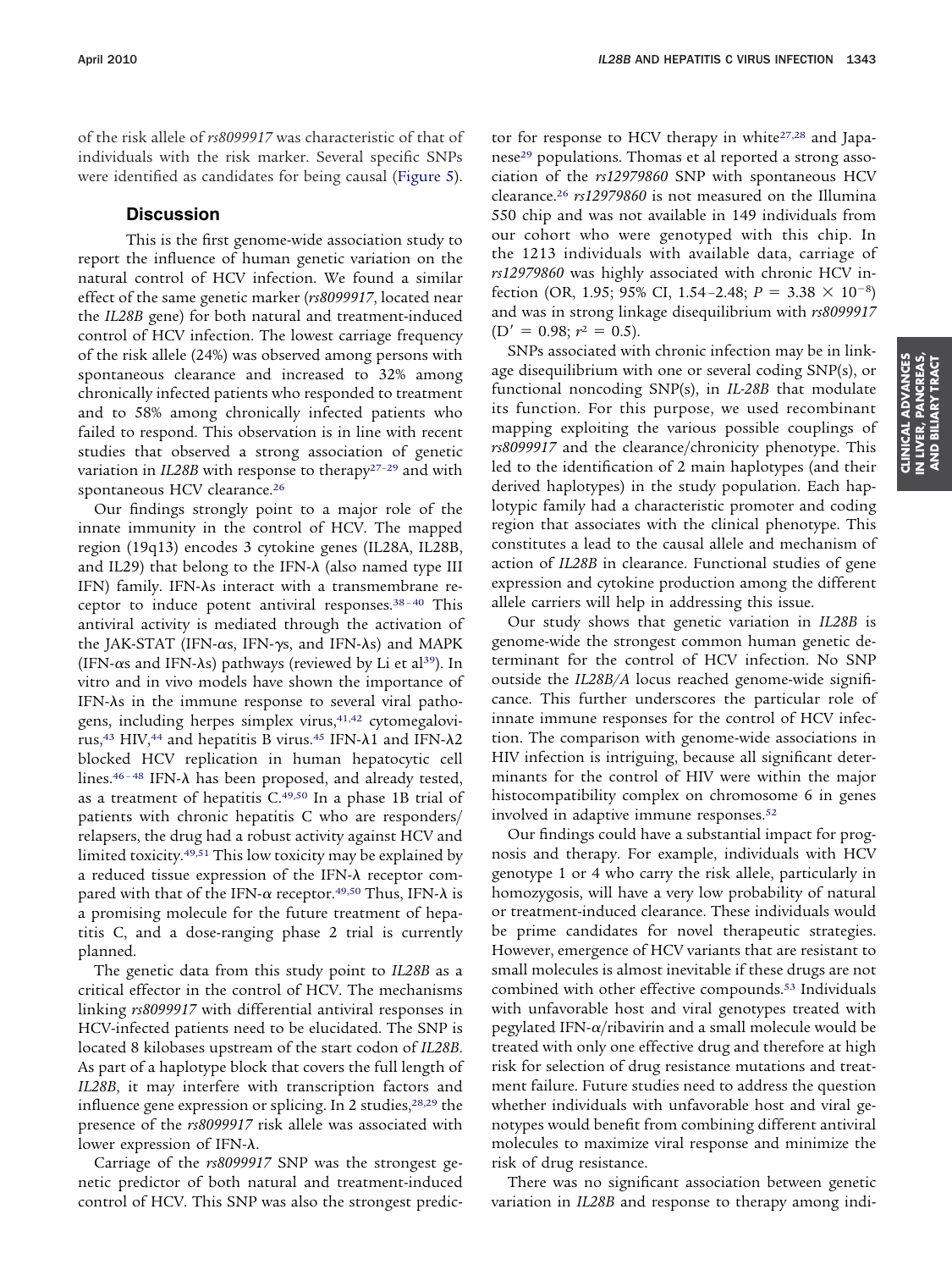of the risk allele of *rs8099917* was characteristic of that of individuals with the risk marker. Several specific SNPs were identified as candidates for being causal (Figure 5).

## Discussion

This is the first genome-wide association study to report the influence of human genetic variation on the natural control of HCV infection. We found a similar effect of the same genetic marker (*rs8099917*, located near the *IL28B* gene) for both natural and treatment-induced control of HCV infection. The lowest carriage frequency of the risk allele (24%) was observed among persons with spontaneous clearance and increased to 32% among chronically infected patients who responded to treatment and to 58% among chronically infected patients who failed to respond. This observation is in line with recent studies that observed a strong association of genetic variation in *IL28B* with response to therapy[27–29] and with spontaneous HCV clearance.[26]

Our findings strongly point to a major role of the innate immunity in the control of HCV. The mapped region (19q13) encodes 3 cytokine genes (IL28A, IL28B, and IL29) that belong to the IFN-λ (also named type III IFN) family. IFN-λs interact with a transmembrane receptor to induce potent antiviral responses.[38–40] This antiviral activity is mediated through the activation of the JAK-STAT (IFN-αs, IFN-γs, and IFN-λs) and MAPK (IFN-αs and IFN-λs) pathways (reviewed by Li et al[39]). In vitro and in vivo models have shown the importance of IFN-λs in the immune response to several viral pathogens, including herpes simplex virus,[41,42] cytomegalovirus,[43] HIV,[44] and hepatitis B virus.[45] IFN-λ1 and IFN-λ2 blocked HCV replication in human hepatocytic cell lines.[46–48] IFN-λ has been proposed, and already tested, as a treatment of hepatitis C.[49,50] In a phase 1B trial of patients with chronic hepatitis C who are responders/relapsers, the drug had a robust activity against HCV and limited toxicity.[49,51] This low toxicity may be explained by a reduced tissue expression of the IFN-λ receptor compared with that of the IFN-α receptor.[49,50] Thus, IFN-λ is a promising molecule for the future treatment of hepatitis C, and a dose-ranging phase 2 trial is currently planned.

The genetic data from this study point to *IL28B* as a critical effector in the control of HCV. The mechanisms linking *rs8099917* with differential antiviral responses in HCV-infected patients need to be elucidated. The SNP is located 8 kilobases upstream of the start codon of *IL28B*. As part of a haplotype block that covers the full length of *IL28B*, it may interfere with transcription factors and influence gene expression or splicing. In 2 studies,[28,29] the presence of the *rs8099917* risk allele was associated with lower expression of IFN-λ.

Carriage of the *rs8099917* SNP was the strongest genetic predictor of both natural and treatment-induced control of HCV. This SNP was also the strongest predictor for response to HCV therapy in white[27,28] and Japanese[29] populations. Thomas et al reported a strong association of the *rs12979860* SNP with spontaneous HCV clearance.[26] *rs12979860* is not measured on the Illumina 550 chip and was not available in 149 individuals from our cohort who were genotyped with this chip. In the 1213 individuals with available data, carriage of *rs12979860* was highly associated with chronic HCV infection (OR, 1.95; 95% CI, 1.54–2.48; $P = 3.38 \times 10^{-8}$) and was in strong linkage disequilibrium with *rs8099917* ($D' = 0.98$; $r^2 = 0.5$).

SNPs associated with chronic infection may be in linkage disequilibrium with one or several coding SNP(s), or functional noncoding SNP(s), in *IL-28B* that modulate its function. For this purpose, we used recombinant mapping exploiting the various possible couplings of *rs8099917* and the clearance/chronicity phenotype. This led to the identification of 2 main haplotypes (and their derived haplotypes) in the study population. Each haplotypic family had a characteristic promoter and coding region that associates with the clinical phenotype. This constitutes a lead to the causal allele and mechanism of action of *IL28B* in clearance. Functional studies of gene expression and cytokine production among the different allele carriers will help in addressing this issue.

Our study shows that genetic variation in *IL28B* is genome-wide the strongest common human genetic determinant for the control of HCV infection. No SNP outside the *IL28B/A* locus reached genome-wide significance. This further underscores the particular role of innate immune responses for the control of HCV infection. The comparison with genome-wide associations in HIV infection is intriguing, because all significant determinants for the control of HIV were within the major histocompatibility complex on chromosome 6 in genes involved in adaptive immune responses.[52]

Our findings could have a substantial impact for prognosis and therapy. For example, individuals with HCV genotype 1 or 4 who carry the risk allele, particularly in homozygosis, will have a very low probability of natural or treatment-induced clearance. These individuals would be prime candidates for novel therapeutic strategies. However, emergence of HCV variants that are resistant to small molecules is almost inevitable if these drugs are not combined with other effective compounds.[53] Individuals with unfavorable host and viral genotypes treated with pegylated IFN-α/ribavirin and a small molecule would be treated with only one effective drug and therefore at high risk for selection of drug resistance mutations and treatment failure. Future studies need to address the question whether individuals with unfavorable host and viral genotypes would benefit from combining different antiviral molecules to maximize viral response and minimize the risk of drug resistance.

There was no significant association between genetic variation in *IL28B* and response to therapy among indi-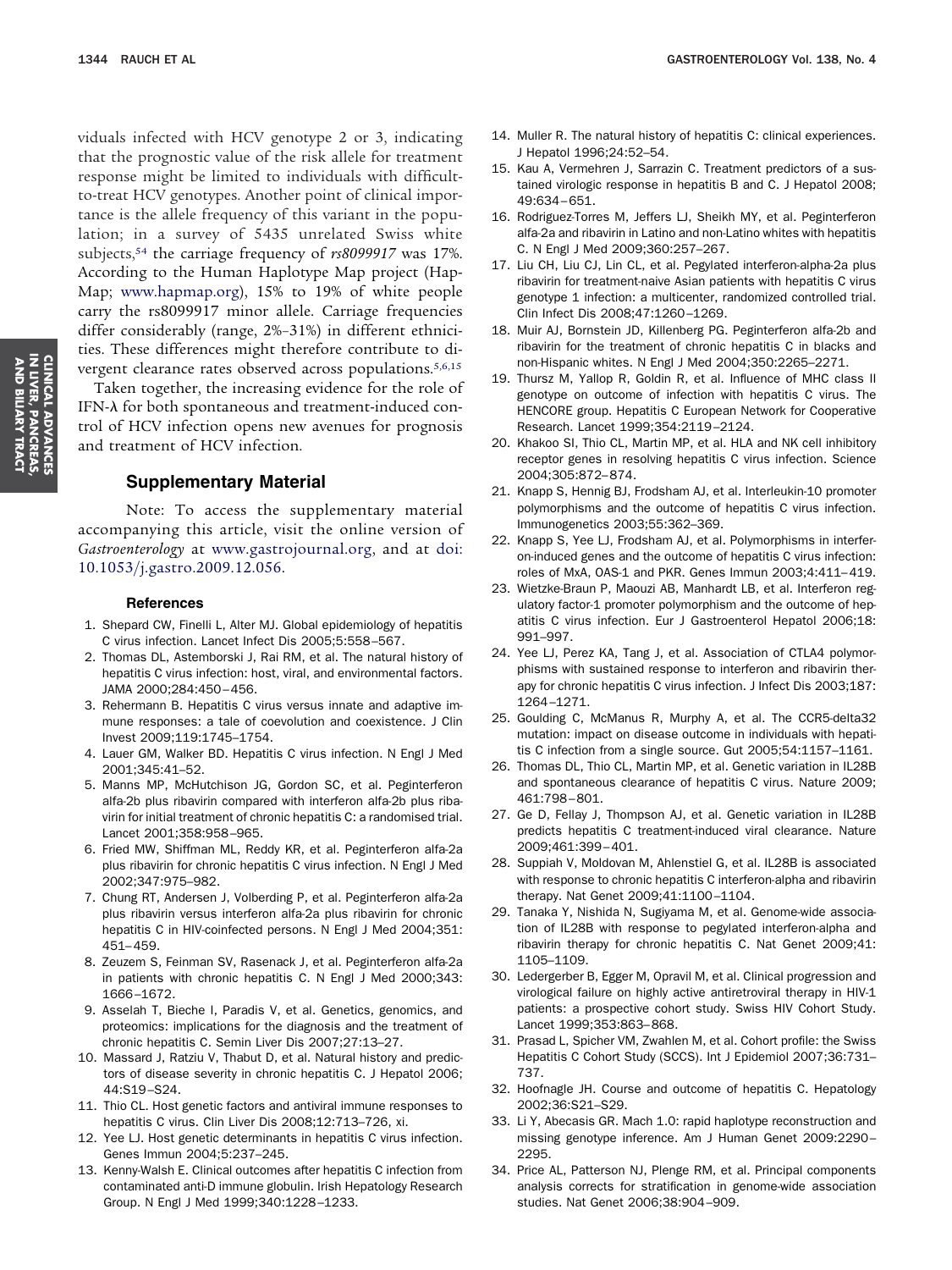viduals infected with HCV genotype 2 or 3, indicating that the prognostic value of the risk allele for treatment response might be limited to individuals with difficult-to-treat HCV genotypes. Another point of clinical importance is the allele frequency of this variant in the population; in a survey of 5435 unrelated Swiss white subjects,[54] the carriage frequency of *rs8099917* was 17%. According to the Human Haplotype Map project (HapMap; www.hapmap.org), 15% to 19% of white people carry the rs8099917 minor allele. Carriage frequencies differ considerably (range, 2%–31%) in different ethnicities. These differences might therefore contribute to divergent clearance rates observed across populations.[5,6,15]

Taken together, the increasing evidence for the role of IFN-λ for both spontaneous and treatment-induced control of HCV infection opens new avenues for prognosis and treatment of HCV infection.

## Supplementary Material

Note: To access the supplementary material accompanying this article, visit the online version of *Gastroenterology* at www.gastrojournal.org, and at doi: 10.1053/j.gastro.2009.12.056.

### References

1. Shepard CW, Finelli L, Alter MJ. Global epidemiology of hepatitis C virus infection. Lancet Infect Dis 2005;5:558–567.
2. Thomas DL, Astemborski J, Rai RM, et al. The natural history of hepatitis C virus infection: host, viral, and environmental factors. JAMA 2000;284:450–456.
3. Rehermann B. Hepatitis C virus versus innate and adaptive immune responses: a tale of coevolution and coexistence. J Clin Invest 2009;119:1745–1754.
4. Lauer GM, Walker BD. Hepatitis C virus infection. N Engl J Med 2001;345:41–52.
5. Manns MP, McHutchison JG, Gordon SC, et al. Peginterferon alfa-2b plus ribavirin compared with interferon alfa-2b plus ribavirin for initial treatment of chronic hepatitis C: a randomised trial. Lancet 2001;358:958–965.
6. Fried MW, Shiffman ML, Reddy KR, et al. Peginterferon alfa-2a plus ribavirin for chronic hepatitis C virus infection. N Engl J Med 2002;347:975–982.
7. Chung RT, Andersen J, Volberding P, et al. Peginterferon alfa-2a plus ribavirin versus interferon alfa-2a plus ribavirin for chronic hepatitis C in HIV-coinfected persons. N Engl J Med 2004;351: 451–459.
8. Zeuzem S, Feinman SV, Rasenack J, et al. Peginterferon alfa-2a in patients with chronic hepatitis C. N Engl J Med 2000;343: 1666–1672.
9. Asselah T, Bieche I, Paradis V, et al. Genetics, genomics, and proteomics: implications for the diagnosis and the treatment of chronic hepatitis C. Semin Liver Dis 2007;27:13–27.
10. Massard J, Ratziu V, Thabut D, et al. Natural history and predictors of disease severity in chronic hepatitis C. J Hepatol 2006; 44:S19–S24.
11. Thio CL. Host genetic factors and antiviral immune responses to hepatitis C virus. Clin Liver Dis 2008;12:713–726, xi.
12. Yee LJ. Host genetic determinants in hepatitis C virus infection. Genes Immun 2004;5:237–245.
13. Kenny-Walsh E. Clinical outcomes after hepatitis C infection from contaminated anti-D immune globulin. Irish Hepatology Research Group. N Engl J Med 1999;340:1228–1233.
14. Muller R. The natural history of hepatitis C: clinical experiences. J Hepatol 1996;24:52–54.
15. Kau A, Vermehren J, Sarrazin C. Treatment predictors of a sustained virologic response in hepatitis B and C. J Hepatol 2008; 49:634–651.
16. Rodriguez-Torres M, Jeffers LJ, Sheikh MY, et al. Peginterferon alfa-2a and ribavirin in Latino and non-Latino whites with hepatitis C. N Engl J Med 2009;360:257–267.
17. Liu CH, Liu CJ, Lin CL, et al. Pegylated interferon-alpha-2a plus ribavirin for treatment-naive Asian patients with hepatitis C virus genotype 1 infection: a multicenter, randomized controlled trial. Clin Infect Dis 2008;47:1260–1269.
18. Muir AJ, Bornstein JD, Killenberg PG. Peginterferon alfa-2b and ribavirin for the treatment of chronic hepatitis C in blacks and non-Hispanic whites. N Engl J Med 2004;350:2265–2271.
19. Thursz M, Yallop R, Goldin R, et al. Influence of MHC class II genotype on outcome of infection with hepatitis C virus. The HENCORE group. Hepatitis C European Network for Cooperative Research. Lancet 1999;354:2119–2124.
20. Khakoo SI, Thio CL, Martin MP, et al. HLA and NK cell inhibitory receptor genes in resolving hepatitis C virus infection. Science 2004;305:872–874.
21. Knapp S, Hennig BJ, Frodsham AJ, et al. Interleukin-10 promoter polymorphisms and the outcome of hepatitis C virus infection. Immunogenetics 2003;55:362–369.
22. Knapp S, Yee LJ, Frodsham AJ, et al. Polymorphisms in interferon-induced genes and the outcome of hepatitis C virus infection: roles of MxA, OAS-1 and PKR. Genes Immun 2003;4:411–419.
23. Wietzke-Braun P, Maouzi AB, Manhardt LB, et al. Interferon regulatory factor-1 promoter polymorphism and the outcome of hepatitis C virus infection. Eur J Gastroenterol Hepatol 2006;18: 991–997.
24. Yee LJ, Perez KA, Tang J, et al. Association of CTLA4 polymorphisms with sustained response to interferon and ribavirin therapy for chronic hepatitis C virus infection. J Infect Dis 2003;187: 1264–1271.
25. Goulding C, McManus R, Murphy A, et al. The CCR5-delta32 mutation: impact on disease outcome in individuals with hepatitis C infection from a single source. Gut 2005;54:1157–1161.
26. Thomas DL, Thio CL, Martin MP, et al. Genetic variation in IL28B and spontaneous clearance of hepatitis C virus. Nature 2009; 461:798–801.
27. Ge D, Fellay J, Thompson AJ, et al. Genetic variation in IL28B predicts hepatitis C treatment-induced viral clearance. Nature 2009;461:399–401.
28. Suppiah V, Moldovan M, Ahlenstiel G, et al. IL28B is associated with response to chronic hepatitis C interferon-alpha and ribavirin therapy. Nat Genet 2009;41:1100–1104.
29. Tanaka Y, Nishida N, Sugiyama M, et al. Genome-wide association of IL28B with response to pegylated interferon-alpha and ribavirin therapy for chronic hepatitis C. Nat Genet 2009;41: 1105–1109.
30. Ledergerber B, Egger M, Opravil M, et al. Clinical progression and virological failure on highly active antiretroviral therapy in HIV-1 patients: a prospective cohort study. Swiss HIV Cohort Study. Lancet 1999;353:863–868.
31. Prasad L, Spicher VM, Zwahlen M, et al. Cohort profile: the Swiss Hepatitis C Cohort Study (SCCS). Int J Epidemiol 2007;36:731–737.
32. Hoofnagle JH. Course and outcome of hepatitis C. Hepatology 2002;36:S21–S29.
33. Li Y, Abecasis GR. Mach 1.0: rapid haplotype reconstruction and missing genotype inference. Am J Human Genet 2009:2290–2295.
34. Price AL, Patterson NJ, Plenge RM, et al. Principal components analysis corrects for stratification in genome-wide association studies. Nat Genet 2006;38:904–909.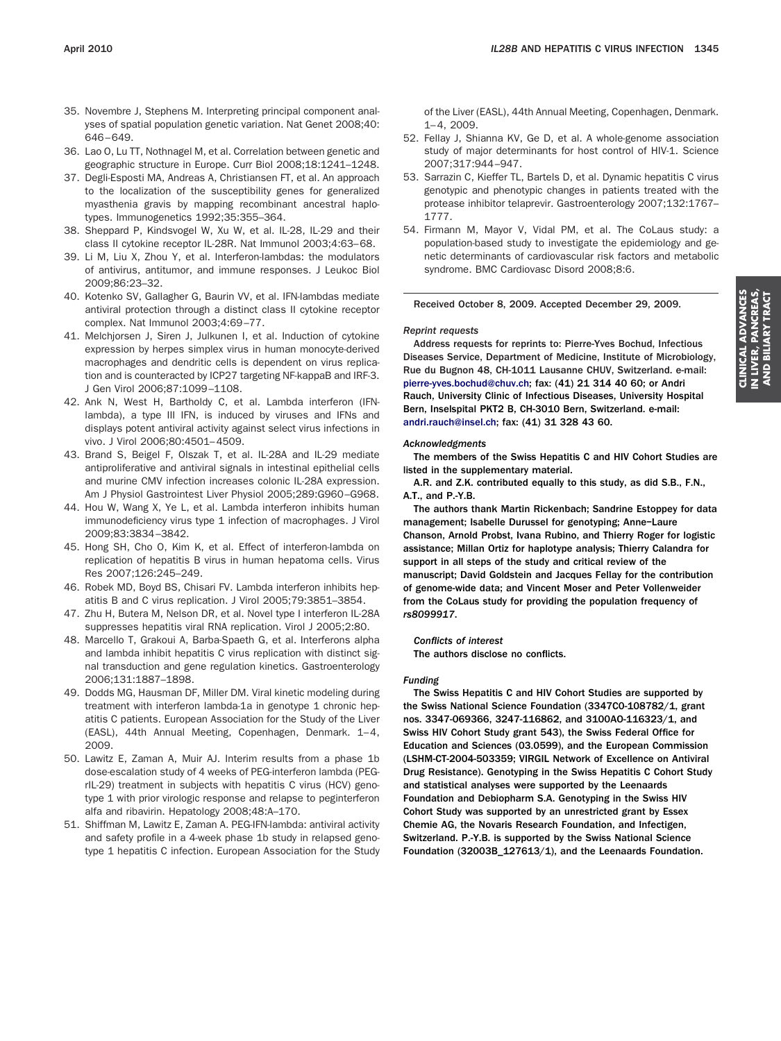35. Novembre J, Stephens M. Interpreting principal component analyses of spatial population genetic variation. Nat Genet 2008;40: 646–649.
36. Lao O, Lu TT, Nothnagel M, et al. Correlation between genetic and geographic structure in Europe. Curr Biol 2008;18:1241–1248.
37. Degli-Esposti MA, Andreas A, Christiansen FT, et al. An approach to the localization of the susceptibility genes for generalized myasthenia gravis by mapping recombinant ancestral haplotypes. Immunogenetics 1992;35:355–364.
38. Sheppard P, Kindsvogel W, Xu W, et al. IL-28, IL-29 and their class II cytokine receptor IL-28R. Nat Immunol 2003;4:63–68.
39. Li M, Liu X, Zhou Y, et al. Interferon-lambdas: the modulators of antivirus, antitumor, and immune responses. J Leukoc Biol 2009;86:23–32.
40. Kotenko SV, Gallagher G, Baurin VV, et al. IFN-lambdas mediate antiviral protection through a distinct class II cytokine receptor complex. Nat Immunol 2003;4:69–77.
41. Melchjorsen J, Siren J, Julkunen I, et al. Induction of cytokine expression by herpes simplex virus in human monocyte-derived macrophages and dendritic cells is dependent on virus replication and is counteracted by ICP27 targeting NF-kappaB and IRF-3. J Gen Virol 2006;87:1099–1108.
42. Ank N, West H, Bartholdy C, et al. Lambda interferon (IFN-lambda), a type III IFN, is induced by viruses and IFNs and displays potent antiviral activity against select virus infections in vivo. J Virol 2006;80:4501–4509.
43. Brand S, Beigel F, Olszak T, et al. IL-28A and IL-29 mediate antiproliferative and antiviral signals in intestinal epithelial cells and murine CMV infection increases colonic IL-28A expression. Am J Physiol Gastrointest Liver Physiol 2005;289:G960–G968.
44. Hou W, Wang X, Ye L, et al. Lambda interferon inhibits human immunodeficiency virus type 1 infection of macrophages. J Virol 2009;83:3834–3842.
45. Hong SH, Cho O, Kim K, et al. Effect of interferon-lambda on replication of hepatitis B virus in human hepatoma cells. Virus Res 2007;126:245–249.
46. Robek MD, Boyd BS, Chisari FV. Lambda interferon inhibits hepatitis B and C virus replication. J Virol 2005;79:3851–3854.
47. Zhu H, Butera M, Nelson DR, et al. Novel type I interferon IL-28A suppresses hepatitis viral RNA replication. Virol J 2005;2:80.
48. Marcello T, Grakoui A, Barba-Spaeth G, et al. Interferons alpha and lambda inhibit hepatitis C virus replication with distinct signal transduction and gene regulation kinetics. Gastroenterology 2006;131:1887–1898.
49. Dodds MG, Hausman DF, Miller DM. Viral kinetic modeling during treatment with interferon lambda-1a in genotype 1 chronic hepatitis C patients. European Association for the Study of the Liver (EASL), 44th Annual Meeting, Copenhagen, Denmark. 1–4, 2009.
50. Lawitz E, Zaman A, Muir AJ. Interim results from a phase 1b dose-escalation study of 4 weeks of PEG-interferon lambda (PEG-rIL-29) treatment in subjects with hepatitis C virus (HCV) genotype 1 with prior virologic response and relapse to peginterferon alfa and ribavirin. Hepatology 2008;48:A–170.
51. Shiffman M, Lawitz E, Zaman A. PEG-IFN-lambda: antiviral activity and safety profile in a 4-week phase 1b study in relapsed genotype 1 hepatitis C infection. European Association for the Study of the Liver (EASL), 44th Annual Meeting, Copenhagen, Denmark. 1–4, 2009.
52. Fellay J, Shianna KV, Ge D, et al. A whole-genome association study of major determinants for host control of HIV-1. Science 2007;317:944–947.
53. Sarrazin C, Kieffer TL, Bartels D, et al. Dynamic hepatitis C virus genotypic and phenotypic changes in patients treated with the protease inhibitor telaprevir. Gastroenterology 2007;132:1767–1777.
54. Firmann M, Mayor V, Vidal PM, et al. The CoLaus study: a population-based study to investigate the epidemiology and genetic determinants of cardiovascular risk factors and metabolic syndrome. BMC Cardiovasc Disord 2008;8:6.

**Received October 8, 2009. Accepted December 29, 2009.**

*Reprint requests*

**Address requests for reprints to: Pierre-Yves Bochud, Infectious Diseases Service, Department of Medicine, Institute of Microbiology, Rue du Bugnon 48, CH-1011 Lausanne CHUV, Switzerland. e-mail: pierre-yves.bochud@chuv.ch; fax: (41) 21 314 40 60; or Andri Rauch, University Clinic of Infectious Diseases, University Hospital Bern, Inselspital PKT2 B, CH-3010 Bern, Switzerland. e-mail: andri.rauch@insel.ch; fax: (41) 31 328 43 60.**

*Acknowledgments*

**The members of the Swiss Hepatitis C and HIV Cohort Studies are listed in the supplementary material.**

**A.R. and Z.K. contributed equally to this study, as did S.B., F.N., A.T., and P.-Y.B.**

**The authors thank Martin Rickenbach; Sandrine Estoppey for data management; Isabelle Durussel for genotyping; Anne–Laure Chanson, Arnold Probst, Ivana Rubino, and Thierry Roger for logistic assistance; Millan Ortiz for haplotype analysis; Thierry Calandra for support in all steps of the study and critical review of the manuscript; David Goldstein and Jacques Fellay for the contribution of genome-wide data; and Vincent Moser and Peter Vollenweider from the CoLaus study for providing the population frequency of *rs8099917*.**

*Conflicts of interest*

**The authors disclose no conflicts.**

*Funding*

**The Swiss Hepatitis C and HIV Cohort Studies are supported by the Swiss National Science Foundation (3347C0-108782/1, grant nos. 3347-069366, 3247-116862, and 3100A0-116323/1, and Swiss HIV Cohort Study grant 543), the Swiss Federal Office for Education and Sciences (03.0599), and the European Commission (LSHM-CT-2004-503359; VIRGIL Network of Excellence on Antiviral Drug Resistance). Genotyping in the Swiss Hepatitis C Cohort Study and statistical analyses were supported by the Leenaards Foundation and Debiopharm S.A. Genotyping in the Swiss HIV Cohort Study was supported by an unrestricted grant by Essex Chemie AG, the Novaris Research Foundation, and Infectigen, Switzerland. P.-Y.B. is supported by the Swiss National Science Foundation (32003B_127613/1), and the Leenaards Foundation.**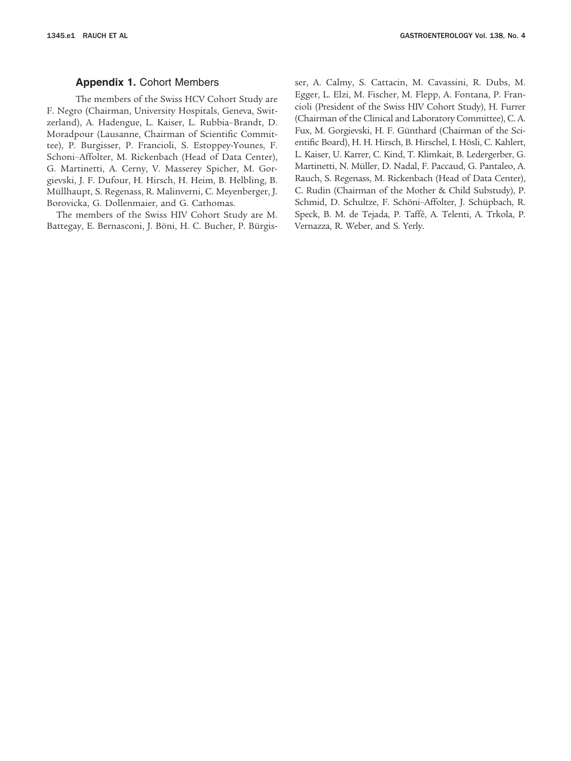## **Appendix 1.** Cohort Members

The members of the Swiss HCV Cohort Study are F. Negro (Chairman, University Hospitals, Geneva, Switzerland), A. Hadengue, L. Kaiser, L. Rubbia–Brandt, D. Moradpour (Lausanne, Chairman of Scientific Committee), P. Burgisser, P. Francioli, S. Estoppey-Younes, F. Schoni–Affolter, M. Rickenbach (Head of Data Center), G. Martinetti, A. Cerny, V. Masserey Spicher, M. Gorgievski, J. F. Dufour, H. Hirsch, H. Heim, B. Helbling, B. Müllhaupt, S. Regenass, R. Malinverni, C. Meyenberger, J. Borovicka, G. Dollenmaier, and G. Cathomas.

The members of the Swiss HIV Cohort Study are M. Battegay, E. Bernasconi, J. Böni, H. C. Bucher, P. Bürgisser, A. Calmy, S. Cattacin, M. Cavassini, R. Dubs, M. Egger, L. Elzi, M. Fischer, M. Flepp, A. Fontana, P. Francioli (President of the Swiss HIV Cohort Study), H. Furrer (Chairman of the Clinical and Laboratory Committee), C. A. Fux, M. Gorgievski, H. F. Günthard (Chairman of the Scientific Board), H. H. Hirsch, B. Hirschel, I. Hösli, C. Kahlert, L. Kaiser, U. Karrer, C. Kind, T. Klimkait, B. Ledergerber, G. Martinetti, N. Müller, D. Nadal, F. Paccaud, G. Pantaleo, A. Rauch, S. Regenass, M. Rickenbach (Head of Data Center), C. Rudin (Chairman of the Mother & Child Substudy), P. Schmid, D. Schultze, F. Schöni–Affolter, J. Schüpbach, R. Speck, B. M. de Tejada, P. Taffé, A. Telenti, A. Trkola, P. Vernazza, R. Weber, and S. Yerly.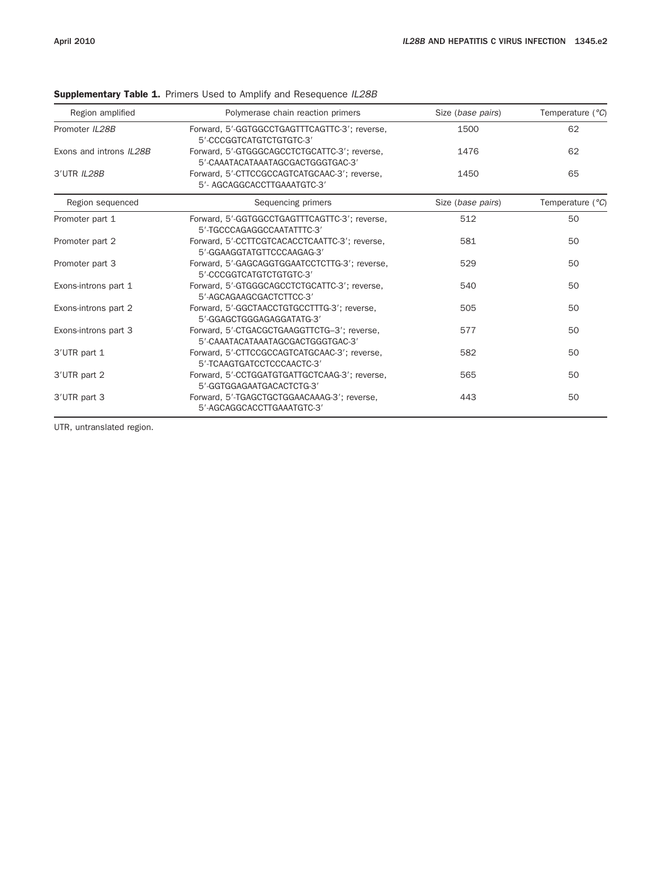**Supplementary Table 1.** Primers Used to Amplify and Resequence *IL28B*

| Region amplified | Polymerase chain reaction primers | Size (*base pairs*) | Temperature (°*C*) |
|---|---|---|---|
| Promoter *IL28B* | Forward, 5′-GGTGGCCTGAGTTTCAGTTC-3′; reverse, 5′-CCCGGTCATGTCTGTGTC-3′ | 1500 | 62 |
| Exons and introns *IL28B* | Forward, 5′-GTGGGCAGCCTCTGCATTC-3′; reverse, 5′-CAAATACATAAATAGCGACTGGGTGAC-3′ | 1476 | 62 |
| 3′UTR *IL28B* | Forward, 5′-CTTCCGCCAGTCATGCAAC-3′; reverse, 5′- AGCAGGCACCTTGAAATGTC-3′ | 1450 | 65 |
| **Region sequenced** | **Sequencing primers** | **Size (*base pairs*)** | **Temperature (°*C*)** |
| Promoter part 1 | Forward, 5′-GGTGGCCTGAGTTTCAGTTC-3′; reverse, 5′-TGCCCAGAGGCCAATATTTC-3′ | 512 | 50 |
| Promoter part 2 | Forward, 5′-CCTTCGTCACACCTCAATTC-3′; reverse, 5′-GGAAGGTATGTTCCCAAGAG-3′ | 581 | 50 |
| Promoter part 3 | Forward, 5′-GAGCAGGTGGAATCCTCTTG-3′; reverse, 5′-CCCGGTCATGTCTGTGTC-3′ | 529 | 50 |
| Exons-introns part 1 | Forward, 5′-GTGGGCAGCCTCTGCATTC-3′; reverse, 5′-AGCAGAAGCGACTCTTCC-3′ | 540 | 50 |
| Exons-introns part 2 | Forward, 5′-GGCTAACCTGTGCCTTTG-3′; reverse, 5′-GGAGCTGGGAGAGGATATG-3′ | 505 | 50 |
| Exons-introns part 3 | Forward, 5′-CTGACGCTGAAGGTTCTG–3′; reverse, 5′-CAAATACATAAATAGCGACTGGGTGAC-3′ | 577 | 50 |
| 3′UTR part 1 | Forward, 5′-CTTCCGCCAGTCATGCAAC-3′; reverse, 5′-TCAAGTGATCCTCCCAACTC-3′ | 582 | 50 |
| 3′UTR part 2 | Forward, 5′-CCTGGATGTGATTGCTCAAG-3′; reverse, 5′-GGTGGAGAATGACACTCTG-3′ | 565 | 50 |
| 3′UTR part 3 | Forward, 5′-TGAGCTGCTGGAACAAAG-3′; reverse, 5′-AGCAGGCACCTTGAAATGTC-3′ | 443 | 50 |

UTR, untranslated region.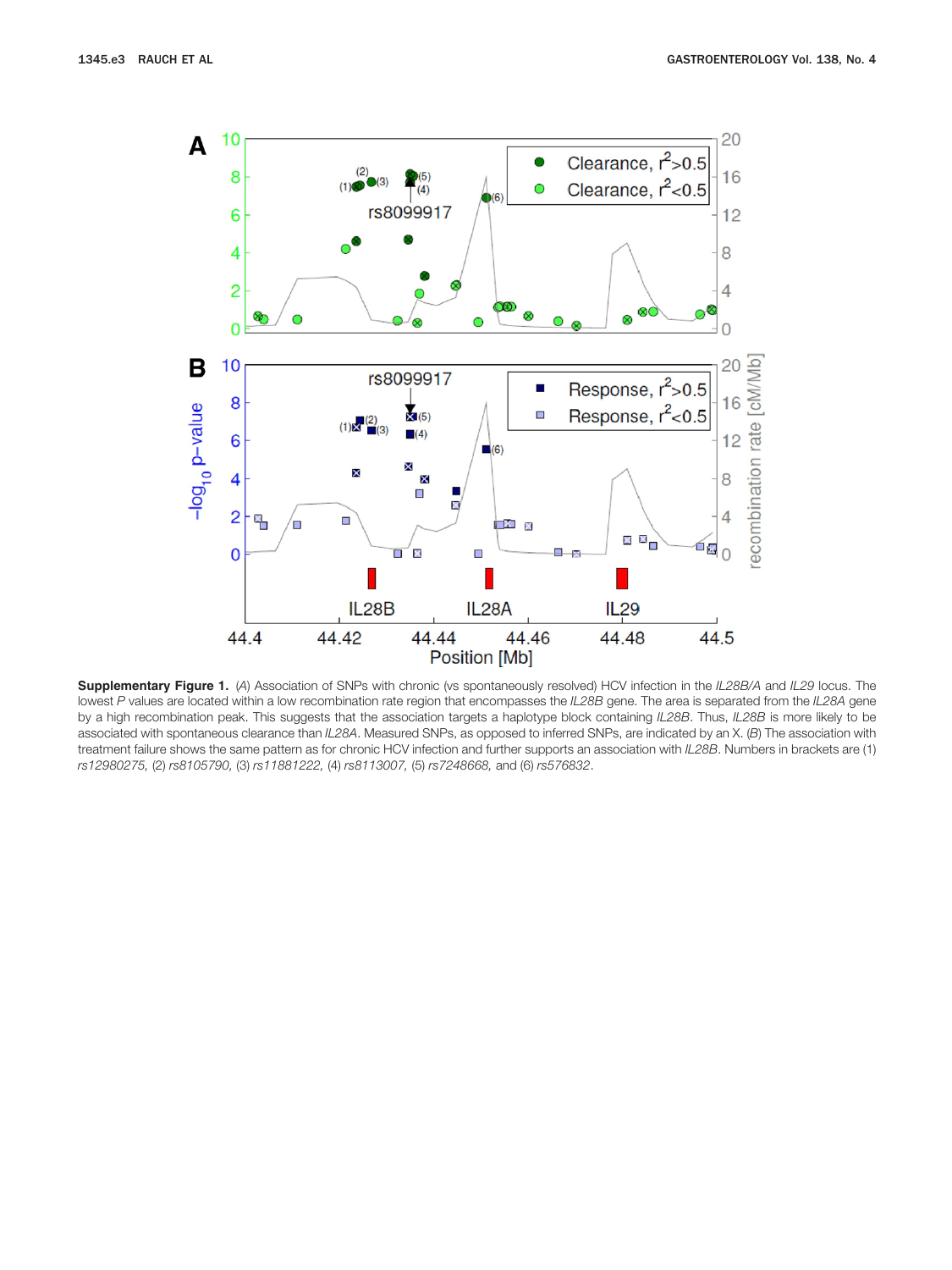**Supplementary Figure 1.** (*A*) Association of SNPs with chronic (vs spontaneously resolved) HCV infection in the *IL28B/A* and *IL29* locus. The lowest *P* values are located within a low recombination rate region that encompasses the *IL28B* gene. The area is separated from the *IL28A* gene by a high recombination peak. This suggests that the association targets a haplotype block containing *IL28B*. Thus, *IL28B* is more likely to be associated with spontaneous clearance than *IL28A*. Measured SNPs, as opposed to inferred SNPs, are indicated by an X. (*B*) The association with treatment failure shows the same pattern as for chronic HCV infection and further supports an association with *IL28B*. Numbers in brackets are (1) *rs12980275,* (2) *rs8105790,* (3) *rs11881222,* (4) *rs8113007,* (5) *rs7248668,* and (6) *rs576832*.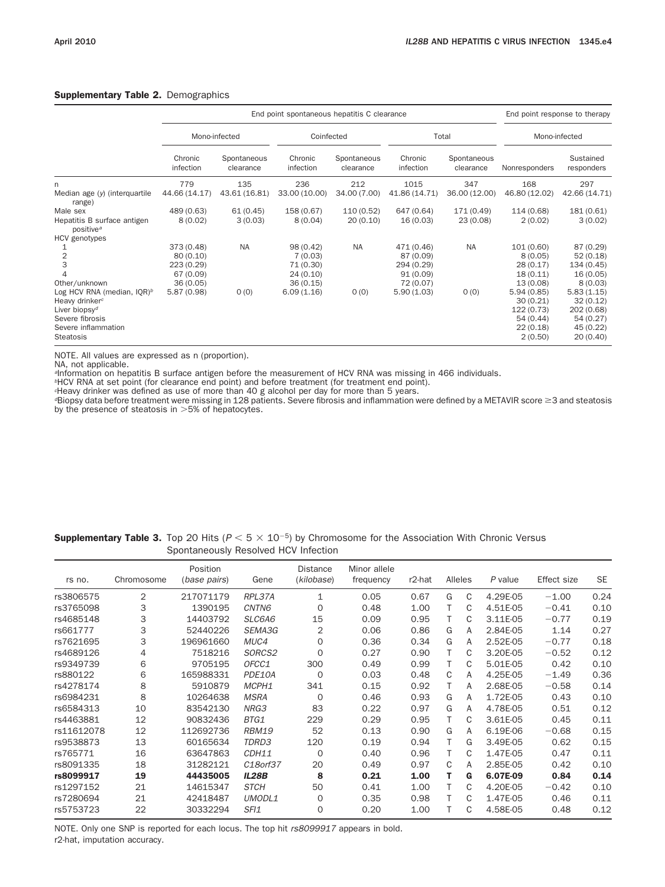**Supplementary Table 2.** Demographics

| | End point spontaneous hepatitis C clearance | | | | | | End point response to therapy | |
|---|---|---|---|---|---|---|---|---|
| | Mono-infected | | Coinfected | | Total | | Mono-infected | |
| | Chronic infection | Spontaneous clearance | Chronic infection | Spontaneous clearance | Chronic infection | Spontaneous clearance | Nonresponders | Sustained responders |
| n | 779 | 135 | 236 | 212 | 1015 | 347 | 168 | 297 |
| Median age (*y*) (interquartile range) | 44.66 (14.17) | 43.61 (16.81) | 33.00 (10.00) | 34.00 (7.00) | 41.86 (14.71) | 36.00 (12.00) | 46.80 (12.02) | 42.66 (14.71) |
| Male sex | 489 (0.63) | 61 (0.45) | 158 (0.67) | 110 (0.52) | 647 (0.64) | 171 (0.49) | 114 (0.68) | 181 (0.61) |
| Hepatitis B surface antigen positive[a] | 8 (0.02) | 3 (0.03) | 8 (0.04) | 20 (0.10) | 16 (0.03) | 23 (0.08) | 2 (0.02) | 3 (0.02) |
| HCV genotypes | | | | | | | | |
| 1 | 373 (0.48) | NA | 98 (0.42) | NA | 471 (0.46) | NA | 101 (0.60) | 87 (0.29) |
| 2 | 80 (0.10) | | 7 (0.03) | | 87 (0.09) | | 8 (0.05) | 52 (0.18) |
| 3 | 223 (0.29) | | 71 (0.30) | | 294 (0.29) | | 28 (0.17) | 134 (0.45) |
| 4 | 67 (0.09) | | 24 (0.10) | | 91 (0.09) | | 18 (0.11) | 16 (0.05) |
| Other/unknown | 36 (0.05) | | 36 (0.15) | | 72 (0.07) | | 13 (0.08) | 8 (0.03) |
| Log HCV RNA (median, IQR)[b] | 5.87 (0.98) | 0 (0) | 6.09 (1.16) | 0 (0) | 5.90 (1.03) | 0 (0) | 5.94 (0.85) | 5.83 (1.15) |
| Heavy drinker[c] | | | | | | | 30 (0.21) | 32 (0.12) |
| Liver biopsy[d] | | | | | | | 122 (0.73) | 202 (0.68) |
| Severe fibrosis | | | | | | | 54 (0.44) | 54 (0.27) |
| Severe inflammation | | | | | | | 22 (0.18) | 45 (0.22) |
| Steatosis | | | | | | | 2 (0.50) | 20 (0.40) |

NOTE. All values are expressed as n (proportion).
NA, not applicable.
[a]Information on hepatitis B surface antigen before the measurement of HCV RNA was missing in 466 individuals.
[b]HCV RNA at set point (for clearance end point) and before treatment (for treatment end point).
[c]Heavy drinker was defined as use of more than 40 g alcohol per day for more than 5 years.
[d]Biopsy data before treatment were missing in 128 patients. Severe fibrosis and inflammation were defined by a METAVIR score ≥3 and steatosis by the presence of steatosis in >5% of hepatocytes.

**Supplementary Table 3.** Top 20 Hits ($P < 5 \times 10^{-5}$) by Chromosome for the Association With Chronic Versus Spontaneously Resolved HCV Infection

| rs no. | Chromosome | Position (*base pairs*) | Gene | Distance (*kilobase*) | Minor allele frequency | r2-hat | Alleles | | *P* value | Effect size | SE |
|---|---|---|---|---|---|---|---|---|---|---|---|
| rs3806575 | 2 | 217071179 | *RPL37A* | 1 | 0.05 | 0.67 | G | C | 4.29E-05 | −1.00 | 0.24 |
| rs3765098 | 3 | 1390195 | *CNTN6* | 0 | 0.48 | 1.00 | T | C | 4.51E-05 | −0.41 | 0.10 |
| rs4685148 | 3 | 14403792 | *SLC6A6* | 15 | 0.09 | 0.95 | T | C | 3.11E-05 | −0.77 | 0.19 |
| rs661777 | 3 | 52440226 | *SEMA3G* | 2 | 0.06 | 0.86 | G | A | 2.84E-05 | 1.14 | 0.27 |
| rs7621695 | 3 | 196961660 | *MUC4* | 0 | 0.36 | 0.34 | G | A | 2.52E-05 | −0.77 | 0.18 |
| rs4689126 | 4 | 7518216 | *SORCS2* | 0 | 0.27 | 0.90 | T | C | 3.20E-05 | −0.52 | 0.12 |
| rs9349739 | 6 | 9705195 | *OFCC1* | 300 | 0.49 | 0.99 | T | C | 5.01E-05 | 0.42 | 0.10 |
| rs880122 | 6 | 165988331 | *PDE10A* | 0 | 0.03 | 0.48 | C | A | 4.25E-05 | −1.49 | 0.36 |
| rs4278174 | 8 | 5910879 | *MCPH1* | 341 | 0.15 | 0.92 | T | A | 2.68E-05 | −0.58 | 0.14 |
| rs6984231 | 8 | 10264638 | *MSRA* | 0 | 0.46 | 0.93 | G | A | 1.72E-05 | 0.43 | 0.10 |
| rs6584313 | 10 | 83542130 | *NRG3* | 83 | 0.22 | 0.97 | G | A | 4.78E-05 | 0.51 | 0.12 |
| rs4463881 | 12 | 90832436 | *BTG1* | 229 | 0.29 | 0.95 | T | C | 3.61E-05 | 0.45 | 0.11 |
| rs11612078 | 12 | 112692736 | *RBM19* | 52 | 0.13 | 0.90 | G | A | 6.19E-06 | −0.68 | 0.15 |
| rs9538873 | 13 | 60165634 | *TDRD3* | 120 | 0.19 | 0.94 | T | G | 3.49E-05 | 0.62 | 0.15 |
| rs765771 | 16 | 63647863 | *CDH11* | 0 | 0.40 | 0.96 | T | C | 1.47E-05 | 0.47 | 0.11 |
| rs8091335 | 18 | 31282121 | *C18orf37* | 20 | 0.49 | 0.97 | C | A | 2.85E-05 | 0.42 | 0.10 |
| **rs8099917** | **19** | **44435005** | ***IL28B*** | **8** | **0.21** | **1.00** | **T** | **G** | **6.07E-09** | **0.84** | **0.14** |
| rs1297152 | 21 | 14615347 | *STCH* | 50 | 0.41 | 1.00 | T | C | 4.20E-05 | −0.42 | 0.10 |
| rs7280694 | 21 | 42418487 | *UMODL1* | 0 | 0.35 | 0.98 | T | C | 1.47E-05 | 0.46 | 0.11 |
| rs5753723 | 22 | 30332294 | *SFI1* | 0 | 0.20 | 1.00 | T | C | 4.58E-05 | 0.48 | 0.12 |

NOTE. Only one SNP is reported for each locus. The top hit *rs8099917* appears in bold.
r2-hat, imputation accuracy.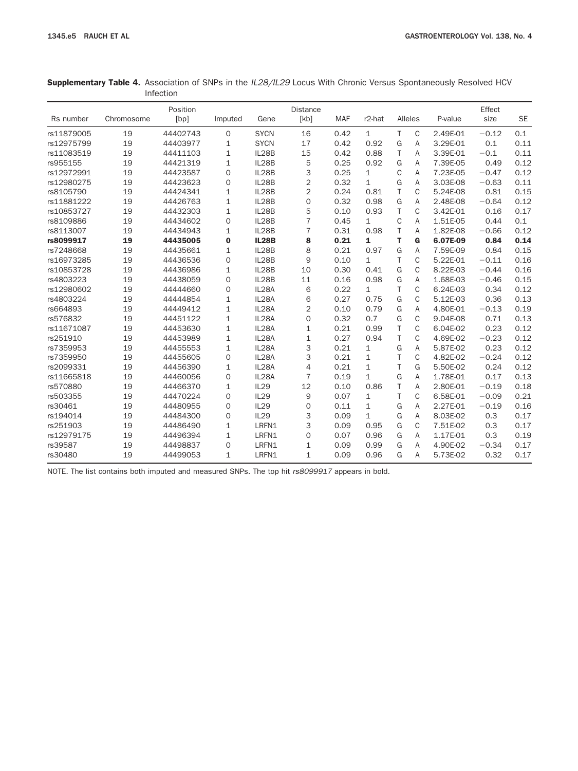**Supplementary Table 4.** Association of SNPs in the *IL28/IL29* Locus With Chronic Versus Spontaneously Resolved HCV Infection

| Rs number | Chromosome | Position [bp] | Imputed | Gene | Distance [kb] | MAF | r2-hat | Alleles | | P-value | Effect size | SE |
|---|---|---|---|---|---|---|---|---|---|---|---|---|
| rs11879005 | 19 | 44402743 | 0 | SYCN | 16 | 0.42 | 1 | T | C | 2.49E-01 | −0.12 | 0.1 |
| rs12975799 | 19 | 44403977 | 1 | SYCN | 17 | 0.42 | 0.92 | G | A | 3.29E-01 | 0.1 | 0.11 |
| rs11083519 | 19 | 44411103 | 1 | IL28B | 15 | 0.42 | 0.88 | T | A | 3.39E-01 | −0.1 | 0.11 |
| rs955155 | 19 | 44421319 | 1 | IL28B | 5 | 0.25 | 0.92 | G | A | 7.39E-05 | 0.49 | 0.12 |
| rs12972991 | 19 | 44423587 | 0 | IL28B | 3 | 0.25 | 1 | C | A | 7.23E-05 | −0.47 | 0.12 |
| rs12980275 | 19 | 44423623 | 0 | IL28B | 2 | 0.32 | 1 | G | A | 3.03E-08 | −0.63 | 0.11 |
| rs8105790 | 19 | 44424341 | 1 | IL28B | 2 | 0.24 | 0.81 | T | C | 5.24E-08 | 0.81 | 0.15 |
| rs11881222 | 19 | 44426763 | 1 | IL28B | 0 | 0.32 | 0.98 | G | A | 2.48E-08 | −0.64 | 0.12 |
| rs10853727 | 19 | 44432303 | 1 | IL28B | 5 | 0.10 | 0.93 | T | C | 3.42E-01 | 0.16 | 0.17 |
| rs8109886 | 19 | 44434602 | 0 | IL28B | 7 | 0.45 | 1 | C | A | 1.51E-05 | 0.44 | 0.1 |
| rs8113007 | 19 | 44434943 | 1 | IL28B | 7 | 0.31 | 0.98 | T | A | 1.82E-08 | −0.66 | 0.12 |
| **rs8099917** | **19** | **44435005** | **0** | **IL28B** | **8** | **0.21** | **1** | **T** | **G** | **6.07E-09** | **0.84** | **0.14** |
| rs7248668 | 19 | 44435661 | 1 | IL28B | 8 | 0.21 | 0.97 | G | A | 7.59E-09 | 0.84 | 0.15 |
| rs16973285 | 19 | 44436536 | 0 | IL28B | 9 | 0.10 | 1 | T | C | 5.22E-01 | −0.11 | 0.16 |
| rs10853728 | 19 | 44436986 | 1 | IL28B | 10 | 0.30 | 0.41 | G | C | 8.22E-03 | −0.44 | 0.16 |
| rs4803223 | 19 | 44438059 | 0 | IL28B | 11 | 0.16 | 0.98 | G | A | 1.68E-03 | −0.46 | 0.15 |
| rs12980602 | 19 | 44444660 | 0 | IL28A | 6 | 0.22 | 1 | T | C | 6.24E-03 | 0.34 | 0.12 |
| rs4803224 | 19 | 44444854 | 1 | IL28A | 6 | 0.27 | 0.75 | G | C | 5.12E-03 | 0.36 | 0.13 |
| rs664893 | 19 | 44449412 | 1 | IL28A | 2 | 0.10 | 0.79 | G | A | 4.80E-01 | −0.13 | 0.19 |
| rs576832 | 19 | 44451122 | 1 | IL28A | 0 | 0.32 | 0.7 | G | C | 9.04E-08 | 0.71 | 0.13 |
| rs11671087 | 19 | 44453630 | 1 | IL28A | 1 | 0.21 | 0.99 | T | C | 6.04E-02 | 0.23 | 0.12 |
| rs251910 | 19 | 44453989 | 1 | IL28A | 1 | 0.27 | 0.94 | T | C | 4.69E-02 | −0.23 | 0.12 |
| rs7359953 | 19 | 44455553 | 1 | IL28A | 3 | 0.21 | 1 | G | A | 5.87E-02 | 0.23 | 0.12 |
| rs7359950 | 19 | 44455605 | 0 | IL28A | 3 | 0.21 | 1 | T | C | 4.82E-02 | −0.24 | 0.12 |
| rs2099331 | 19 | 44456390 | 1 | IL28A | 4 | 0.21 | 1 | T | G | 5.50E-02 | 0.24 | 0.12 |
| rs11665818 | 19 | 44460056 | 0 | IL28A | 7 | 0.19 | 1 | G | A | 1.78E-01 | 0.17 | 0.13 |
| rs570880 | 19 | 44466370 | 1 | IL29 | 12 | 0.10 | 0.86 | T | A | 2.80E-01 | −0.19 | 0.18 |
| rs503355 | 19 | 44470224 | 0 | IL29 | 9 | 0.07 | 1 | T | C | 6.58E-01 | −0.09 | 0.21 |
| rs30461 | 19 | 44480955 | 0 | IL29 | 0 | 0.11 | 1 | G | A | 2.27E-01 | −0.19 | 0.16 |
| rs194014 | 19 | 44484300 | 0 | IL29 | 3 | 0.09 | 1 | G | A | 8.03E-02 | 0.3 | 0.17 |
| rs251903 | 19 | 44486490 | 1 | LRFN1 | 3 | 0.09 | 0.95 | G | C | 7.51E-02 | 0.3 | 0.17 |
| rs12979175 | 19 | 44496394 | 1 | LRFN1 | 0 | 0.07 | 0.96 | G | A | 1.17E-01 | 0.3 | 0.19 |
| rs39587 | 19 | 44498837 | 0 | LRFN1 | 1 | 0.09 | 0.99 | G | A | 4.90E-02 | −0.34 | 0.17 |
| rs30480 | 19 | 44499053 | 1 | LRFN1 | 1 | 0.09 | 0.96 | G | A | 5.73E-02 | 0.32 | 0.17 |

NOTE. The list contains both imputed and measured SNPs. The top hit *rs8099917* appears in bold.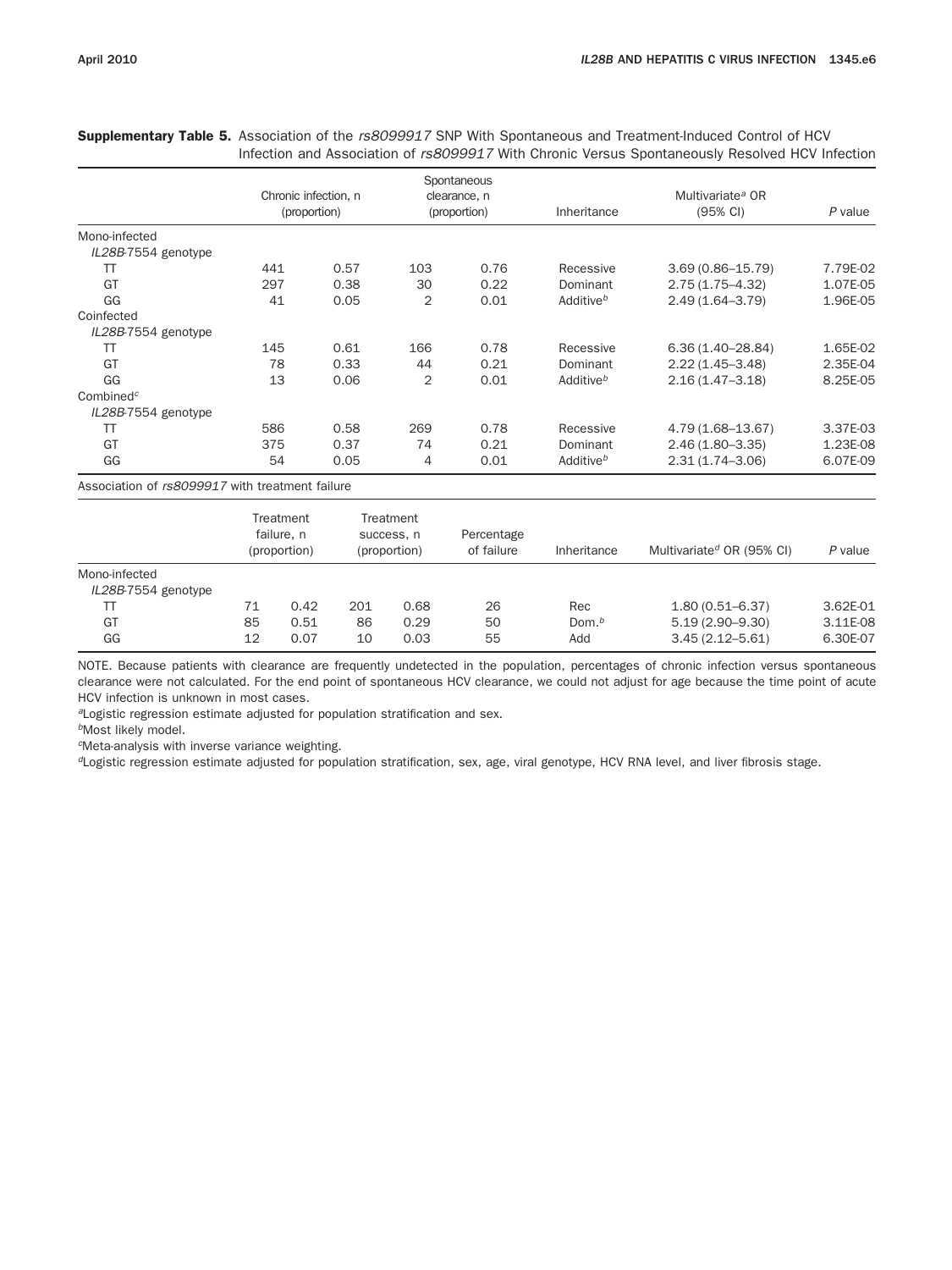**Supplementary Table 5.** Association of the *rs8099917* SNP With Spontaneous and Treatment-Induced Control of HCV Infection and Association of *rs8099917* With Chronic Versus Spontaneously Resolved HCV Infection

| | Chronic infection, n (proportion) | | Spontaneous clearance, n (proportion) | | Inheritance | Multivariate[a] OR (95% CI) | *P* value |
|---|---|---|---|---|---|---|---|
| Mono-infected | | | | | | | |
| *IL28B*-7554 genotype | | | | | | | |
| TT | 441 | 0.57 | 103 | 0.76 | Recessive | 3.69 (0.86–15.79) | 7.79E-02 |
| GT | 297 | 0.38 | 30 | 0.22 | Dominant | 2.75 (1.75–4.32) | 1.07E-05 |
| GG | 41 | 0.05 | 2 | 0.01 | Additive[b] | 2.49 (1.64–3.79) | 1.96E-05 |
| Coinfected | | | | | | | |
| *IL28B*-7554 genotype | | | | | | | |
| TT | 145 | 0.61 | 166 | 0.78 | Recessive | 6.36 (1.40–28.84) | 1.65E-02 |
| GT | 78 | 0.33 | 44 | 0.21 | Dominant | 2.22 (1.45–3.48) | 2.35E-04 |
| GG | 13 | 0.06 | 2 | 0.01 | Additive[b] | 2.16 (1.47–3.18) | 8.25E-05 |
| Combined[c] | | | | | | | |
| *IL28B*-7554 genotype | | | | | | | |
| TT | 586 | 0.58 | 269 | 0.78 | Recessive | 4.79 (1.68–13.67) | 3.37E-03 |
| GT | 375 | 0.37 | 74 | 0.21 | Dominant | 2.46 (1.80–3.35) | 1.23E-08 |
| GG | 54 | 0.05 | 4 | 0.01 | Additive[b] | 2.31 (1.74–3.06) | 6.07E-09 |

Association of *rs8099917* with treatment failure

| | Treatment failure, n (proportion) | | Treatment success, n (proportion) | | Percentage of failure | Inheritance | Multivariate[d] OR (95% CI) | *P* value |
|---|---|---|---|---|---|---|---|---|
| Mono-infected | | | | | | | | |
| *IL28B*-7554 genotype | | | | | | | | |
| TT | 71 | 0.42 | 201 | 0.68 | 26 | Rec | 1.80 (0.51–6.37) | 3.62E-01 |
| GT | 85 | 0.51 | 86 | 0.29 | 50 | Dom.[b] | 5.19 (2.90–9.30) | 3.11E-08 |
| GG | 12 | 0.07 | 10 | 0.03 | 55 | Add | 3.45 (2.12–5.61) | 6.30E-07 |

NOTE. Because patients with clearance are frequently undetected in the population, percentages of chronic infection versus spontaneous clearance were not calculated. For the end point of spontaneous HCV clearance, we could not adjust for age because the time point of acute HCV infection is unknown in most cases.

[a]Logistic regression estimate adjusted for population stratification and sex.

[b]Most likely model.

[c]Meta-analysis with inverse variance weighting.

[d]Logistic regression estimate adjusted for population stratification, sex, age, viral genotype, HCV RNA level, and liver fibrosis stage.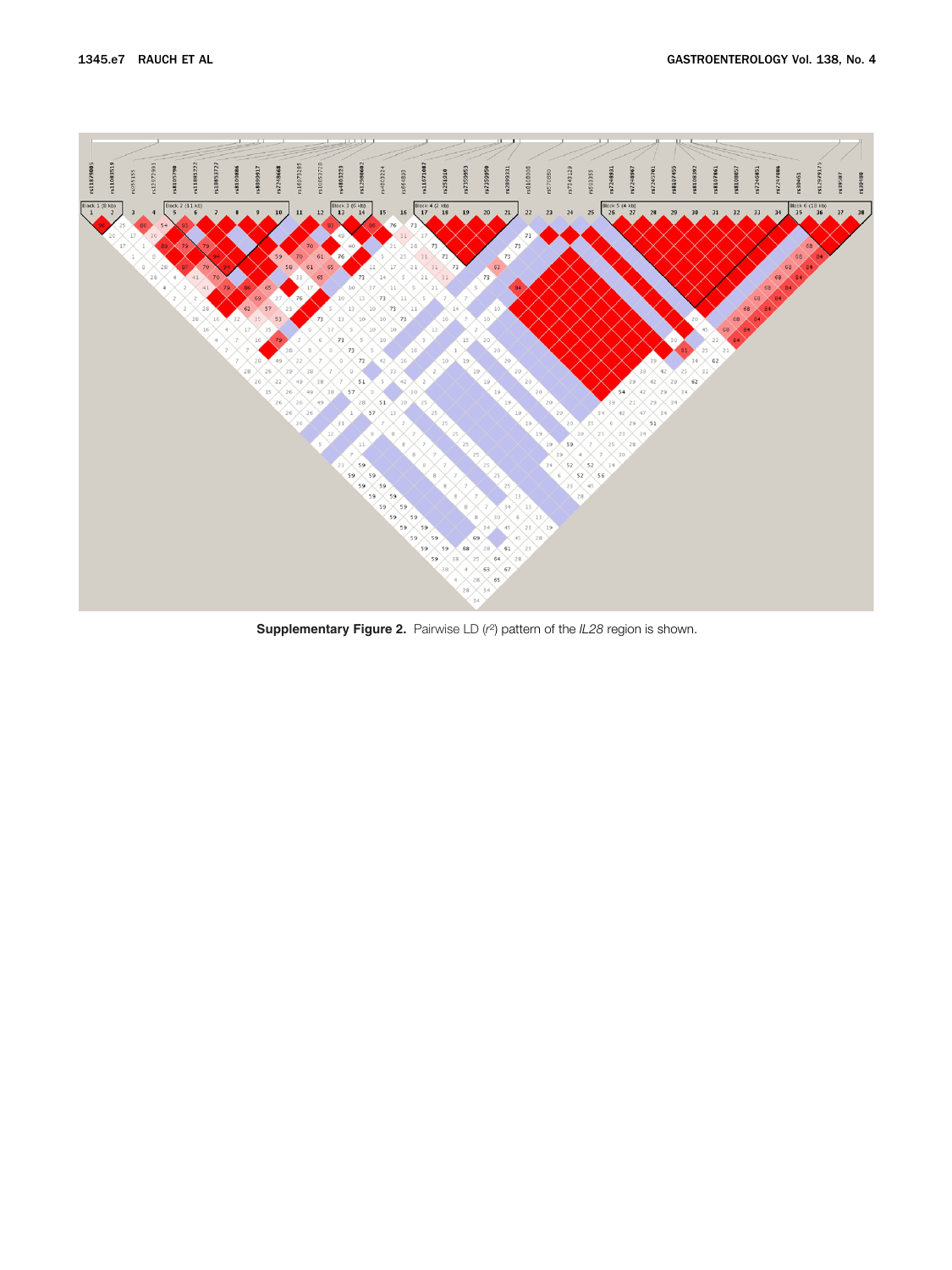rs11879005
rs11083519
rs955155
rs12972991
rs8105790
rs11881222
rs10853727
rs8109886
rs8099917
rs7248668
rs10679285
rs10853728
rs4803223
rs12980602
rs4803224
rs664893
rs11671087
rs251010
rs2359953
rs2359950
rs2099331
rs8100006
rs576880
rs7249139
rs603399
rs7248931
rs7248967
rs7245701
rs8107455
rs8108392
rs8107861
rs8100857
rs7246851
rs7247006
rs80461
rs12979175
rs89587
rs39980

Block 1 (8 kb)
Block 2 (11 kb)
Block 3 (6 kb)
Block 4 (2 kb)
Block 5 (4 kb)
Block 6 (18 kb)

1 2 3 4 5 6 7 8 9 10 11 12 13 14 15 16 17 18 19 20 21 22 23 24 25 26 27 28 29 30 31 32 33 34 35 36 37 38

**Supplementary Figure 2.** Pairwise LD ($r^2$) pattern of the *IL28* region is shown.